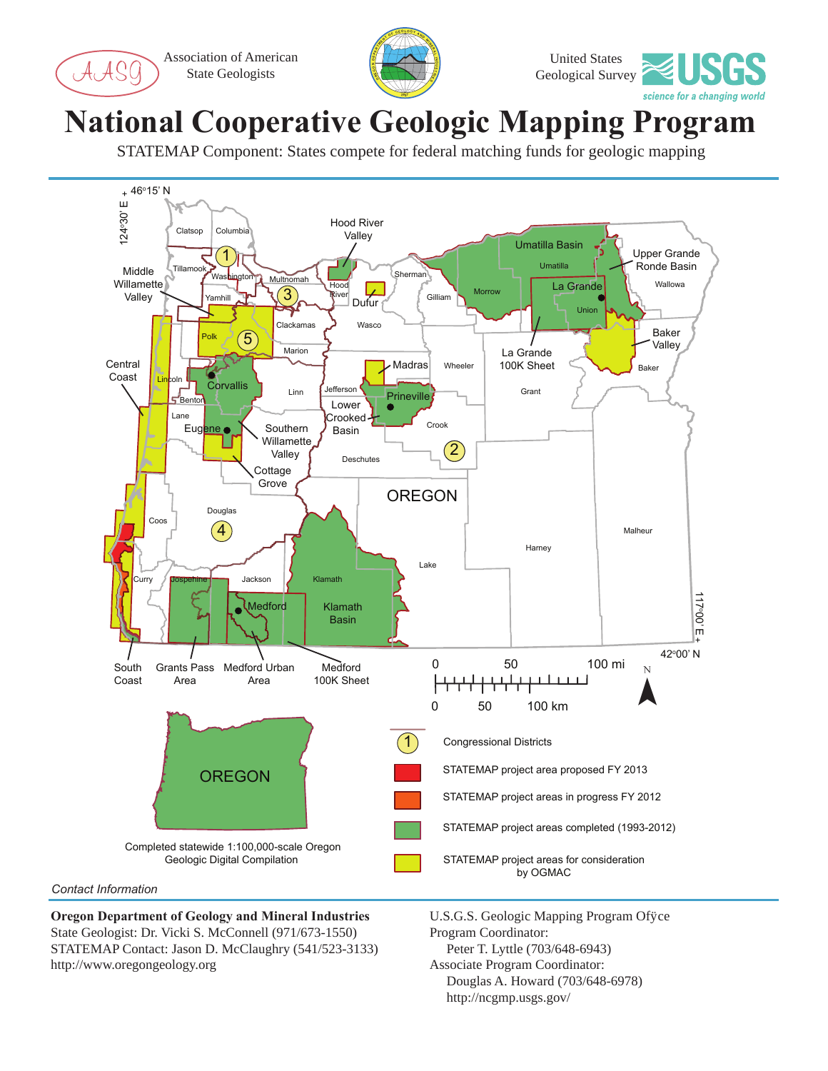Association of American State Geologists

United States Geological Survey

USGS science for a changing world

# National Cooperative Geologic Mapping Program

STATEMAP Component: States compete for federal matching funds for geologic mapping

46°15' N

124°30' E

Clatsop, Columbia, Tillamook, Washington, Multnomah, Hood River, Sherman, Gilliam, Morrow, Umatilla, Wallowa, Yamhill, Polk, Clackamas, Marion, Wasco, Union, Baker, Lincoln, Benton, Linn, Jefferson, Wheeler, Grant, Lane, Crook, Deschutes, Douglas, Coos, Curry, Josephine, Jackson, Klamath, Lake, Harney, Malheur

Hood River Valley

Middle Willamette Valley

Dufur

Umatilla Basin

Upper Grande Ronde Basin

La Grande

Baker Valley

La Grande 100K Sheet

Madras

Prineville

Lower Crooked Basin

Central Coast

Corvallis

Eugene

Southern Willamette Valley

Cottage Grove

OREGON

Klamath Basin

Medford

South Coast

Grants Pass Area

Medford Urban Area

Medford 100K Sheet

42°00' N

117°00' E

0 50 100 mi

0 50 100 km

N

OREGON

Completed statewide 1:100,000-scale Oregon Geologic Digital Compilation

- 1 — Congressional Districts
- STATEMAP project area proposed FY 2013
- STATEMAP project areas in progress FY 2012
- STATEMAP project areas completed (1993-2012)
- STATEMAP project areas for consideration by OGMAC

*Contact Information*

**Oregon Department of Geology and Mineral Industries**
State Geologist: Dr. Vicki S. McConnell (971/673-1550)
STATEMAP Contact: Jason D. McClaughry (541/523-3133)
http://www.oregongeology.org

U.S.G.S. Geologic Mapping Program Office
Program Coordinator:
Peter T. Lyttle (703/648-6943)
Associate Program Coordinator:
Douglas A. Howard (703/648-6978)
http://ncgmp.usgs.gov/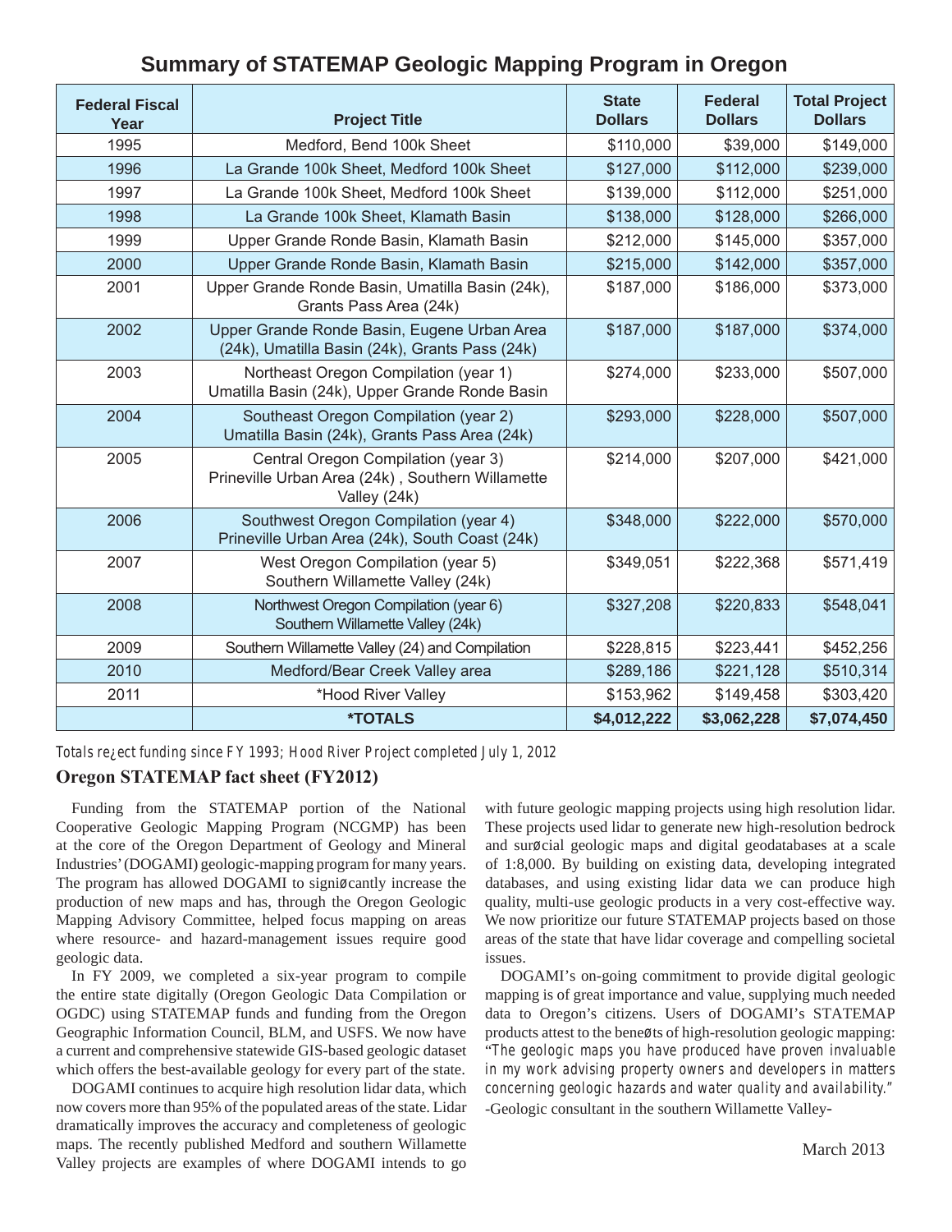# Summary of STATEMAP Geologic Mapping Program in Oregon

| Federal Fiscal Year | Project Title | State Dollars | Federal Dollars | Total Project Dollars |
|---|---|---|---|---|
| 1995 | Medford, Bend 100k Sheet | $110,000 | $39,000 | $149,000 |
| 1996 | La Grande 100k Sheet, Medford 100k Sheet | $127,000 | $112,000 | $239,000 |
| 1997 | La Grande 100k Sheet, Medford 100k Sheet | $139,000 | $112,000 | $251,000 |
| 1998 | La Grande 100k Sheet, Klamath Basin | $138,000 | $128,000 | $266,000 |
| 1999 | Upper Grande Ronde Basin, Klamath Basin | $212,000 | $145,000 | $357,000 |
| 2000 | Upper Grande Ronde Basin, Klamath Basin | $215,000 | $142,000 | $357,000 |
| 2001 | Upper Grande Ronde Basin, Umatilla Basin (24k), Grants Pass Area (24k) | $187,000 | $186,000 | $373,000 |
| 2002 | Upper Grande Ronde Basin, Eugene Urban Area (24k), Umatilla Basin (24k), Grants Pass (24k) | $187,000 | $187,000 | $374,000 |
| 2003 | Northeast Oregon Compilation (year 1) Umatilla Basin (24k), Upper Grande Ronde Basin | $274,000 | $233,000 | $507,000 |
| 2004 | Southeast Oregon Compilation (year 2) Umatilla Basin (24k), Grants Pass Area (24k) | $293,000 | $228,000 | $507,000 |
| 2005 | Central Oregon Compilation (year 3) Prineville Urban Area (24k) , Southern Willamette Valley (24k) | $214,000 | $207,000 | $421,000 |
| 2006 | Southwest Oregon Compilation (year 4) Prineville Urban Area (24k), South Coast (24k) | $348,000 | $222,000 | $570,000 |
| 2007 | West Oregon Compilation (year 5) Southern Willamette Valley (24k) | $349,051 | $222,368 | $571,419 |
| 2008 | Northwest Oregon Compilation (year 6) Southern Willamette Valley (24k) | $327,208 | $220,833 | $548,041 |
| 2009 | Southern Willamette Valley (24) and Compilation | $228,815 | $223,441 | $452,256 |
| 2010 | Medford/Bear Creek Valley area | $289,186 | $221,128 | $510,314 |
| 2011 | *Hood River Valley | $153,962 | $149,458 | $303,420 |
| | ***TOTALS** | **$4,012,222** | **$3,062,228** | **$7,074,450** |

*Totals re¿ect funding since FY 1993; Hood River Project completed July 1, 2012*

## Oregon STATEMAP fact sheet (FY2012)

Funding from the STATEMAP portion of the National Cooperative Geologic Mapping Program (NCGMP) has been at the core of the Oregon Department of Geology and Mineral Industries' (DOGAMI) geologic-mapping program for many years. The program has allowed DOGAMI to signiøcantly increase the production of new maps and has, through the Oregon Geologic Mapping Advisory Committee, helped focus mapping on areas where resource- and hazard-management issues require good geologic data.

In FY 2009, we completed a six-year program to compile the entire state digitally (Oregon Geologic Data Compilation or OGDC) using STATEMAP funds and funding from the Oregon Geographic Information Council, BLM, and USFS. We now have a current and comprehensive statewide GIS-based geologic dataset which offers the best-available geology for every part of the state.

DOGAMI continues to acquire high resolution lidar data, which now covers more than 95% of the populated areas of the state. Lidar dramatically improves the accuracy and completeness of geologic maps. The recently published Medford and southern Willamette Valley projects are examples of where DOGAMI intends to go with future geologic mapping projects using high resolution lidar. These projects used lidar to generate new high-resolution bedrock and surøcial geologic maps and digital geodatabases at a scale of 1:8,000. By building on existing data, developing integrated databases, and using existing lidar data we can produce high quality, multi-use geologic products in a very cost-effective way. We now prioritize our future STATEMAP projects based on those areas of the state that have lidar coverage and compelling societal issues.

DOGAMI's on-going commitment to provide digital geologic mapping is of great importance and value, supplying much needed data to Oregon's citizens. Users of DOGAMI's STATEMAP products attest to the beneøts of high-resolution geologic mapping: *"The geologic maps you have produced have proven invaluable in my work advising property owners and developers in matters concerning geologic hazards and water quality and availability."* -Geologic consultant in the southern Willamette Valley-

March 2013